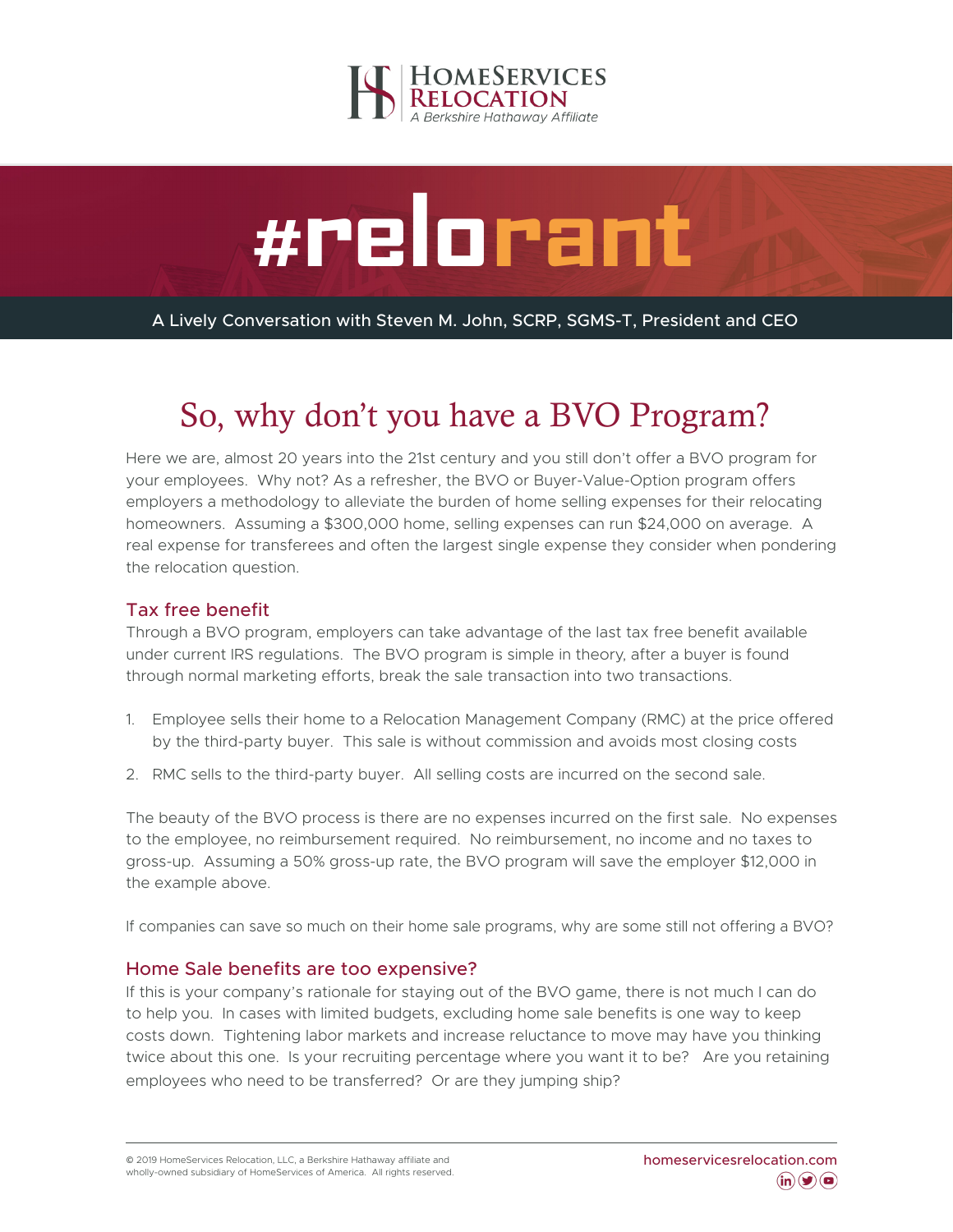HomeServices Relocation

*A Berkshire Hathaway Affiliate*

# #relorant

A Lively Conversation with Steven M. John, SCRP, SGMS-T, President and CEO

## So, why don't you have a BVO Program?

Here we are, almost 20 years into the 21st century and you still don't offer a BVO program for your employees. Why not? As a refresher, the BVO or Buyer-Value-Option program offers employers a methodology to alleviate the burden of home selling expenses for their relocating homeowners. Assuming a $300,000 home, selling expenses can run $24,000 on average. A real expense for transferees and often the largest single expense they consider when pondering the relocation question.

### Tax free benefit

Through a BVO program, employers can take advantage of the last tax free benefit available under current IRS regulations. The BVO program is simple in theory, after a buyer is found through normal marketing efforts, break the sale transaction into two transactions.

1. Employee sells their home to a Relocation Management Company (RMC) at the price offered by the third-party buyer. This sale is without commission and avoids most closing costs
2. RMC sells to the third-party buyer. All selling costs are incurred on the second sale.

The beauty of the BVO process is there are no expenses incurred on the first sale. No expenses to the employee, no reimbursement required. No reimbursement, no income and no taxes to gross-up. Assuming a 50% gross-up rate, the BVO program will save the employer $12,000 in the example above.

If companies can save so much on their home sale programs, why are some still not offering a BVO?

### Home Sale benefits are too expensive?

If this is your company's rationale for staying out of the BVO game, there is not much I can do to help you. In cases with limited budgets, excluding home sale benefits is one way to keep costs down. Tightening labor markets and increase reluctance to move may have you thinking twice about this one. Is your recruiting percentage where you want it to be? Are you retaining employees who need to be transferred? Or are they jumping ship?

© 2019 HomeServices Relocation, LLC, a Berkshire Hathaway affiliate and wholly-owned subsidiary of HomeServices of America. All rights reserved.

homeservicesrelocation.com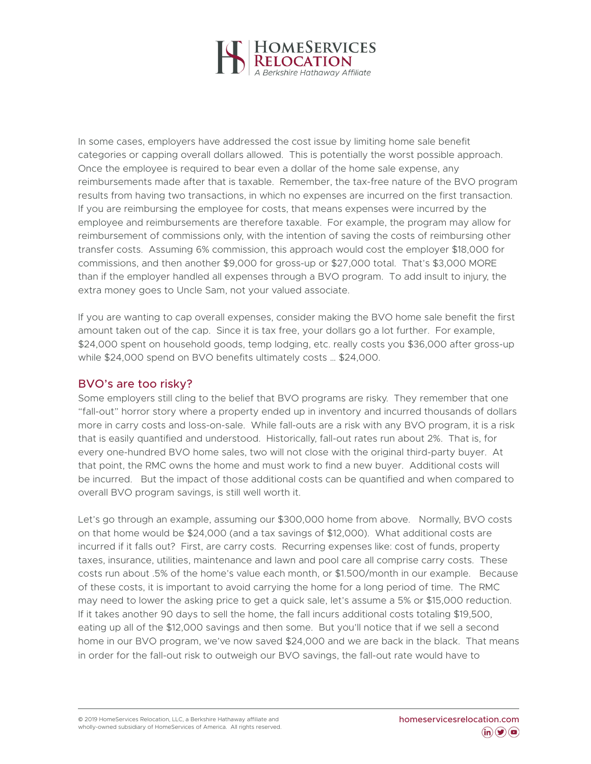In some cases, employers have addressed the cost issue by limiting home sale benefit categories or capping overall dollars allowed. This is potentially the worst possible approach. Once the employee is required to bear even a dollar of the home sale expense, any reimbursements made after that is taxable. Remember, the tax-free nature of the BVO program results from having two transactions, in which no expenses are incurred on the first transaction. If you are reimbursing the employee for costs, that means expenses were incurred by the employee and reimbursements are therefore taxable. For example, the program may allow for reimbursement of commissions only, with the intention of saving the costs of reimbursing other transfer costs. Assuming 6% commission, this approach would cost the employer $18,000 for commissions, and then another $9,000 for gross-up or $27,000 total. That's $3,000 MORE than if the employer handled all expenses through a BVO program. To add insult to injury, the extra money goes to Uncle Sam, not your valued associate.

If you are wanting to cap overall expenses, consider making the BVO home sale benefit the first amount taken out of the cap. Since it is tax free, your dollars go a lot further. For example, $24,000 spent on household goods, temp lodging, etc. really costs you $36,000 after gross-up while $24,000 spend on BVO benefits ultimately costs … $24,000.

## BVO's are too risky?

Some employers still cling to the belief that BVO programs are risky. They remember that one "fall-out" horror story where a property ended up in inventory and incurred thousands of dollars more in carry costs and loss-on-sale. While fall-outs are a risk with any BVO program, it is a risk that is easily quantified and understood. Historically, fall-out rates run about 2%. That is, for every one-hundred BVO home sales, two will not close with the original third-party buyer. At that point, the RMC owns the home and must work to find a new buyer. Additional costs will be incurred. But the impact of those additional costs can be quantified and when compared to overall BVO program savings, is still well worth it.

Let's go through an example, assuming our $300,000 home from above. Normally, BVO costs on that home would be $24,000 (and a tax savings of $12,000). What additional costs are incurred if it falls out? First, are carry costs. Recurring expenses like: cost of funds, property taxes, insurance, utilities, maintenance and lawn and pool care all comprise carry costs. These costs run about .5% of the home's value each month, or $1.500/month in our example. Because of these costs, it is important to avoid carrying the home for a long period of time. The RMC may need to lower the asking price to get a quick sale, let's assume a 5% or $15,000 reduction. If it takes another 90 days to sell the home, the fall incurs additional costs totaling $19,500, eating up all of the $12,000 savings and then some. But you'll notice that if we sell a second home in our BVO program, we've now saved $24,000 and we are back in the black. That means in order for the fall-out risk to outweigh our BVO savings, the fall-out rate would have to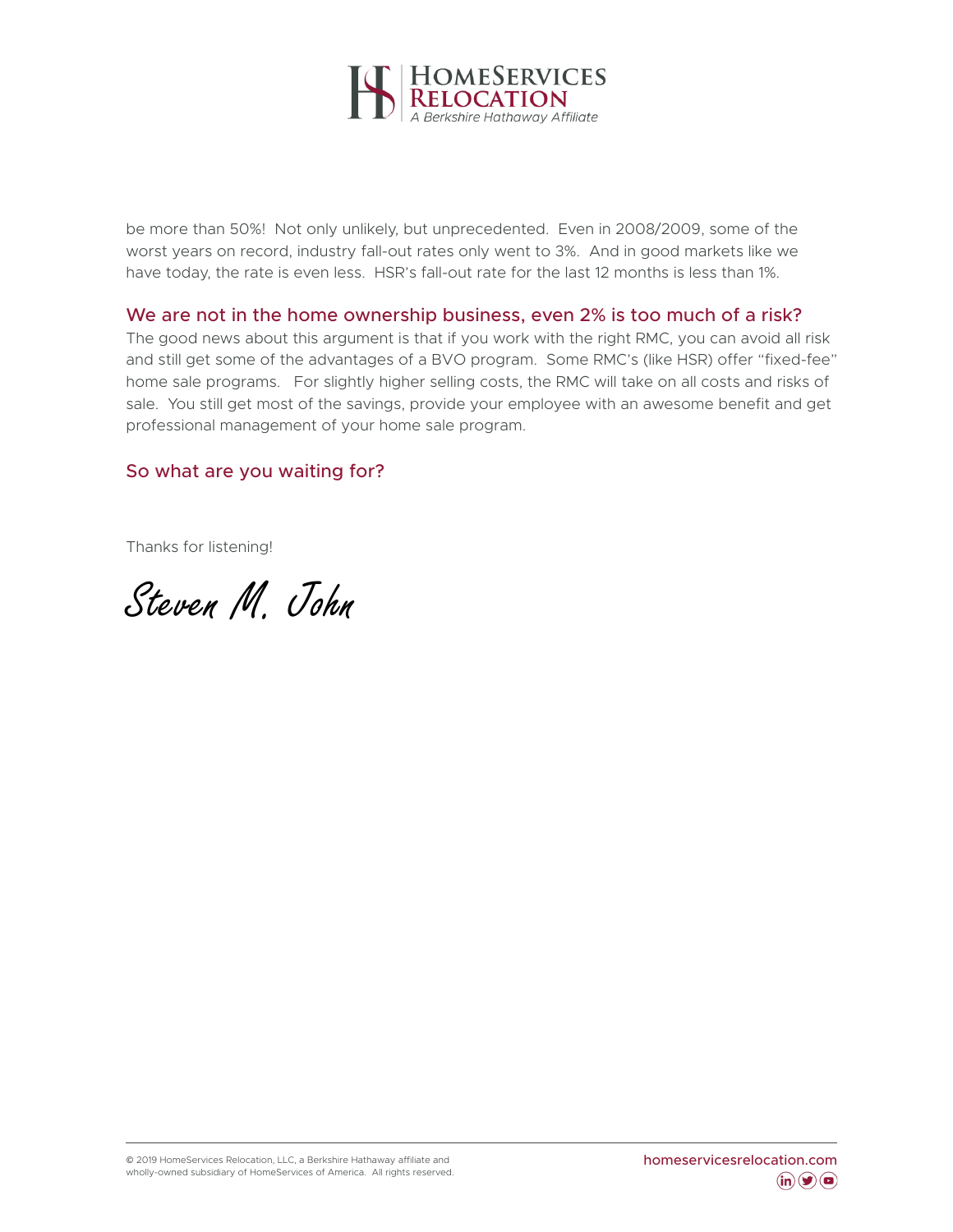be more than 50%! Not only unlikely, but unprecedented. Even in 2008/2009, some of the worst years on record, industry fall-out rates only went to 3%. And in good markets like we have today, the rate is even less. HSR's fall-out rate for the last 12 months is less than 1%.

## We are not in the home ownership business, even 2% is too much of a risk?

The good news about this argument is that if you work with the right RMC, you can avoid all risk and still get some of the advantages of a BVO program. Some RMC's (like HSR) offer "fixed-fee" home sale programs. For slightly higher selling costs, the RMC will take on all costs and risks of sale. You still get most of the savings, provide your employee with an awesome benefit and get professional management of your home sale program.

## So what are you waiting for?

Thanks for listening!

*Steven M. John*